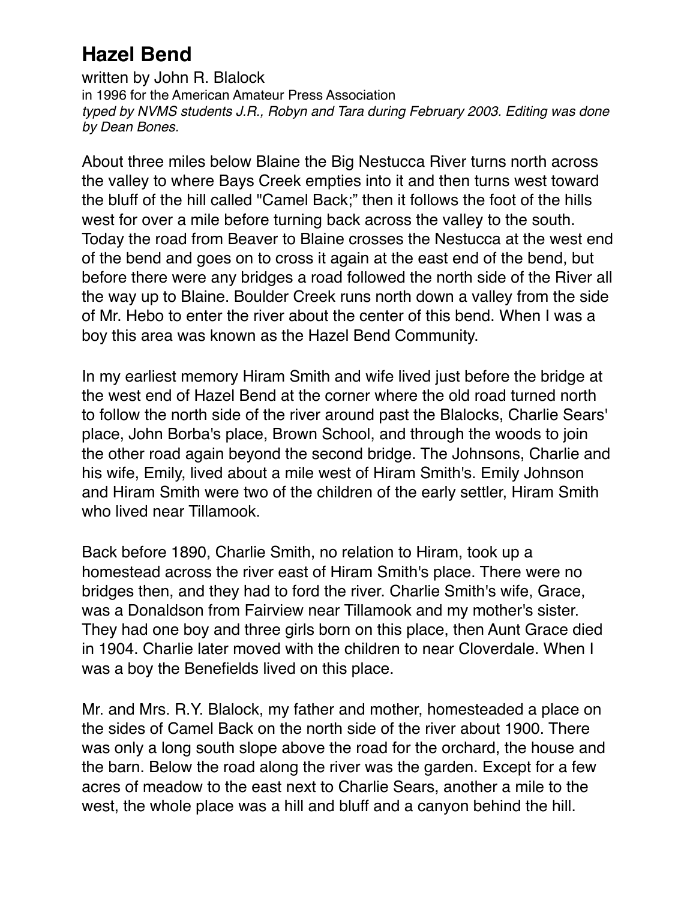# Hazel Bend

written by John R. Blalock
in 1996 for the American Amateur Press Association
*typed by NVMS students J.R., Robyn and Tara during February 2003. Editing was done by Dean Bones.*

About three miles below Blaine the Big Nestucca River turns north across the valley to where Bays Creek empties into it and then turns west toward the bluff of the hill called "Camel Back;" then it follows the foot of the hills west for over a mile before turning back across the valley to the south. Today the road from Beaver to Blaine crosses the Nestucca at the west end of the bend and goes on to cross it again at the east end of the bend, but before there were any bridges a road followed the north side of the River all the way up to Blaine. Boulder Creek runs north down a valley from the side of Mr. Hebo to enter the river about the center of this bend. When I was a boy this area was known as the Hazel Bend Community.

In my earliest memory Hiram Smith and wife lived just before the bridge at the west end of Hazel Bend at the corner where the old road turned north to follow the north side of the river around past the Blalocks, Charlie Sears' place, John Borba's place, Brown School, and through the woods to join the other road again beyond the second bridge. The Johnsons, Charlie and his wife, Emily, lived about a mile west of Hiram Smith's. Emily Johnson and Hiram Smith were two of the children of the early settler, Hiram Smith who lived near Tillamook.

Back before 1890, Charlie Smith, no relation to Hiram, took up a homestead across the river east of Hiram Smith's place. There were no bridges then, and they had to ford the river. Charlie Smith's wife, Grace, was a Donaldson from Fairview near Tillamook and my mother's sister. They had one boy and three girls born on this place, then Aunt Grace died in 1904. Charlie later moved with the children to near Cloverdale. When I was a boy the Benefields lived on this place.

Mr. and Mrs. R.Y. Blalock, my father and mother, homesteaded a place on the sides of Camel Back on the north side of the river about 1900. There was only a long south slope above the road for the orchard, the house and the barn. Below the road along the river was the garden. Except for a few acres of meadow to the east next to Charlie Sears, another a mile to the west, the whole place was a hill and bluff and a canyon behind the hill.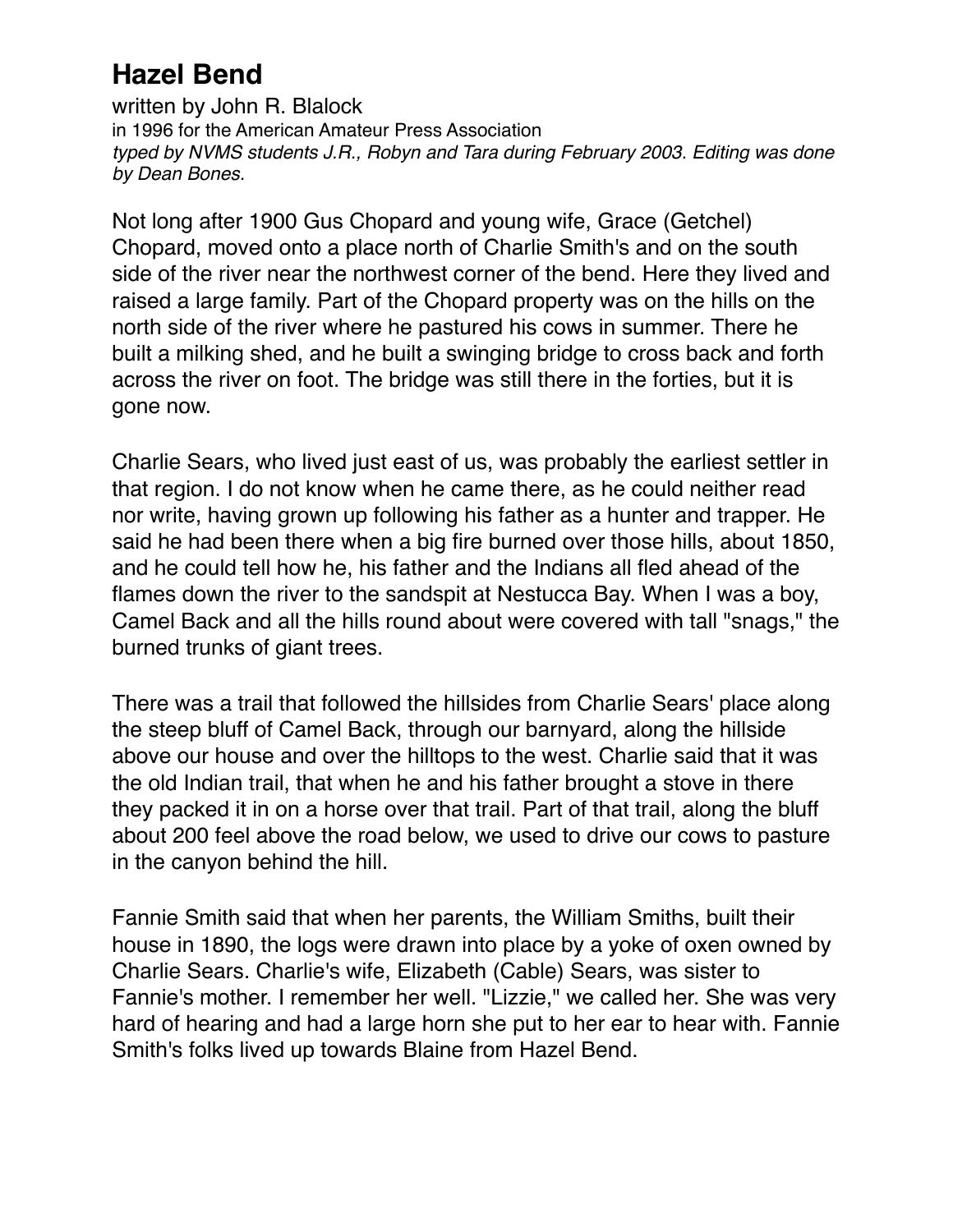# Hazel Bend

written by John R. Blalock

in 1996 for the American Amateur Press Association

*typed by NVMS students J.R., Robyn and Tara during February 2003. Editing was done by Dean Bones.*

Not long after 1900 Gus Chopard and young wife, Grace (Getchel) Chopard, moved onto a place north of Charlie Smith's and on the south side of the river near the northwest corner of the bend. Here they lived and raised a large family. Part of the Chopard property was on the hills on the north side of the river where he pastured his cows in summer. There he built a milking shed, and he built a swinging bridge to cross back and forth across the river on foot. The bridge was still there in the forties, but it is gone now.

Charlie Sears, who lived just east of us, was probably the earliest settler in that region. I do not know when he came there, as he could neither read nor write, having grown up following his father as a hunter and trapper. He said he had been there when a big fire burned over those hills, about 1850, and he could tell how he, his father and the Indians all fled ahead of the flames down the river to the sandspit at Nestucca Bay. When I was a boy, Camel Back and all the hills round about were covered with tall "snags," the burned trunks of giant trees.

There was a trail that followed the hillsides from Charlie Sears' place along the steep bluff of Camel Back, through our barnyard, along the hillside above our house and over the hilltops to the west. Charlie said that it was the old Indian trail, that when he and his father brought a stove in there they packed it in on a horse over that trail. Part of that trail, along the bluff about 200 feel above the road below, we used to drive our cows to pasture in the canyon behind the hill.

Fannie Smith said that when her parents, the William Smiths, built their house in 1890, the logs were drawn into place by a yoke of oxen owned by Charlie Sears. Charlie's wife, Elizabeth (Cable) Sears, was sister to Fannie's mother. I remember her well. "Lizzie," we called her. She was very hard of hearing and had a large horn she put to her ear to hear with. Fannie Smith's folks lived up towards Blaine from Hazel Bend.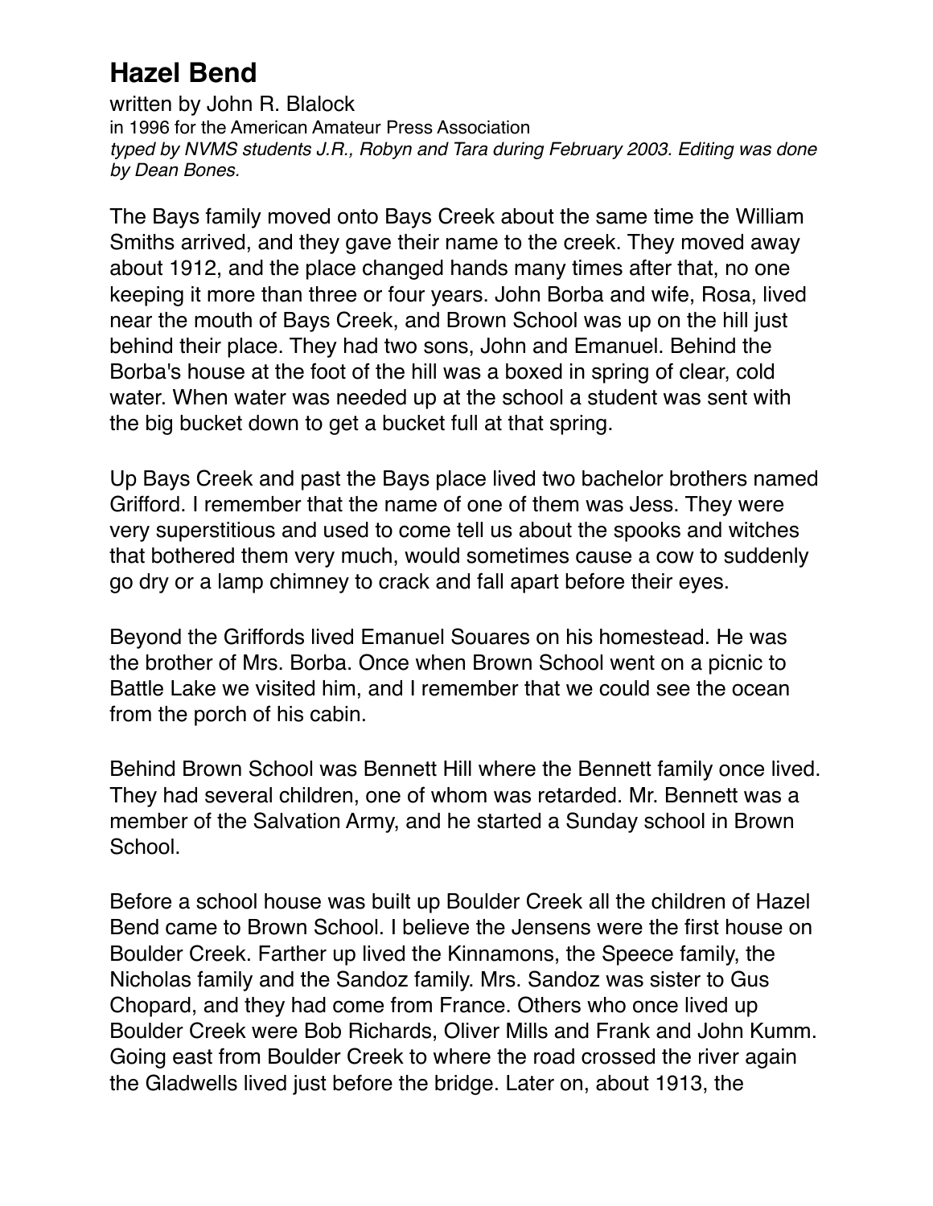# Hazel Bend

written by John R. Blalock

in 1996 for the American Amateur Press Association

*typed by NVMS students J.R., Robyn and Tara during February 2003. Editing was done by Dean Bones.*

The Bays family moved onto Bays Creek about the same time the William Smiths arrived, and they gave their name to the creek. They moved away about 1912, and the place changed hands many times after that, no one keeping it more than three or four years. John Borba and wife, Rosa, lived near the mouth of Bays Creek, and Brown School was up on the hill just behind their place. They had two sons, John and Emanuel. Behind the Borba's house at the foot of the hill was a boxed in spring of clear, cold water. When water was needed up at the school a student was sent with the big bucket down to get a bucket full at that spring.

Up Bays Creek and past the Bays place lived two bachelor brothers named Grifford. I remember that the name of one of them was Jess. They were very superstitious and used to come tell us about the spooks and witches that bothered them very much, would sometimes cause a cow to suddenly go dry or a lamp chimney to crack and fall apart before their eyes.

Beyond the Griffords lived Emanuel Souares on his homestead. He was the brother of Mrs. Borba. Once when Brown School went on a picnic to Battle Lake we visited him, and I remember that we could see the ocean from the porch of his cabin.

Behind Brown School was Bennett Hill where the Bennett family once lived. They had several children, one of whom was retarded. Mr. Bennett was a member of the Salvation Army, and he started a Sunday school in Brown School.

Before a school house was built up Boulder Creek all the children of Hazel Bend came to Brown School. I believe the Jensens were the first house on Boulder Creek. Farther up lived the Kinnamons, the Speece family, the Nicholas family and the Sandoz family. Mrs. Sandoz was sister to Gus Chopard, and they had come from France. Others who once lived up Boulder Creek were Bob Richards, Oliver Mills and Frank and John Kumm. Going east from Boulder Creek to where the road crossed the river again the Gladwells lived just before the bridge. Later on, about 1913, the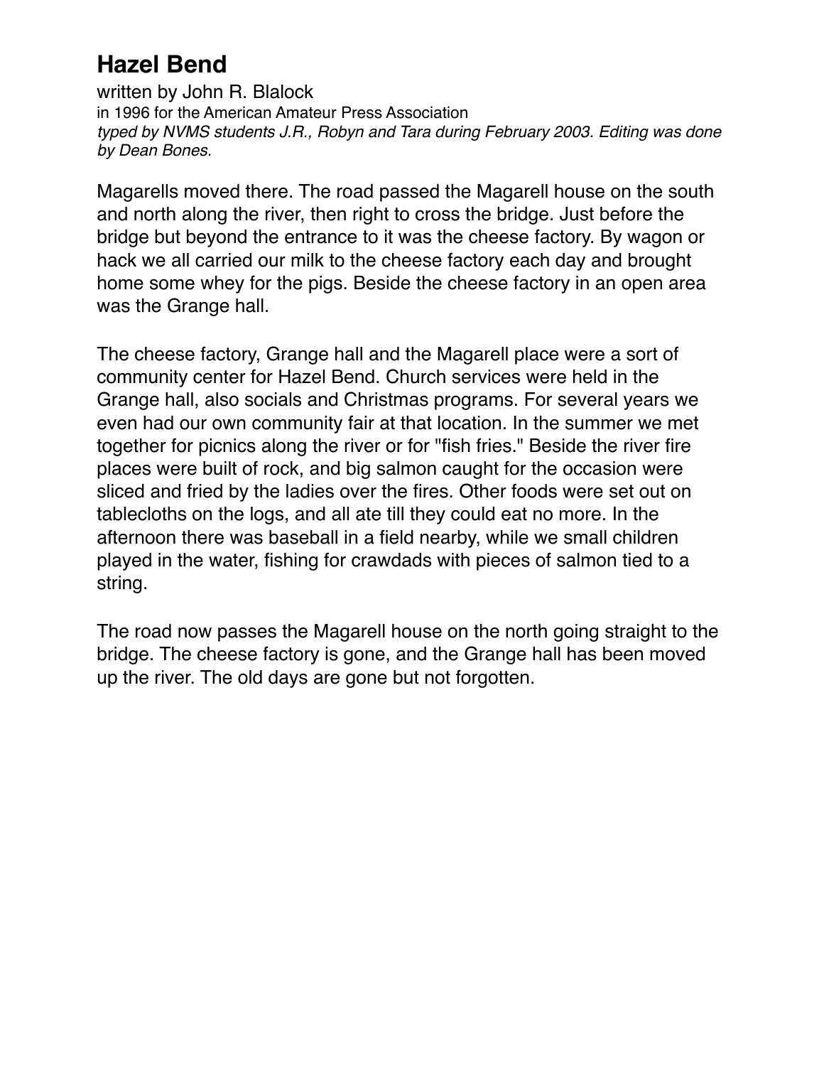# Hazel Bend

written by John R. Blalock
in 1996 for the American Amateur Press Association
*typed by NVMS students J.R., Robyn and Tara during February 2003. Editing was done by Dean Bones.*

Magarells moved there. The road passed the Magarell house on the south and north along the river, then right to cross the bridge. Just before the bridge but beyond the entrance to it was the cheese factory. By wagon or hack we all carried our milk to the cheese factory each day and brought home some whey for the pigs. Beside the cheese factory in an open area was the Grange hall.

The cheese factory, Grange hall and the Magarell place were a sort of community center for Hazel Bend. Church services were held in the Grange hall, also socials and Christmas programs. For several years we even had our own community fair at that location. In the summer we met together for picnics along the river or for "fish fries." Beside the river fire places were built of rock, and big salmon caught for the occasion were sliced and fried by the ladies over the fires. Other foods were set out on tablecloths on the logs, and all ate till they could eat no more. In the afternoon there was baseball in a field nearby, while we small children played in the water, fishing for crawdads with pieces of salmon tied to a string.

The road now passes the Magarell house on the north going straight to the bridge. The cheese factory is gone, and the Grange hall has been moved up the river. The old days are gone but not forgotten.